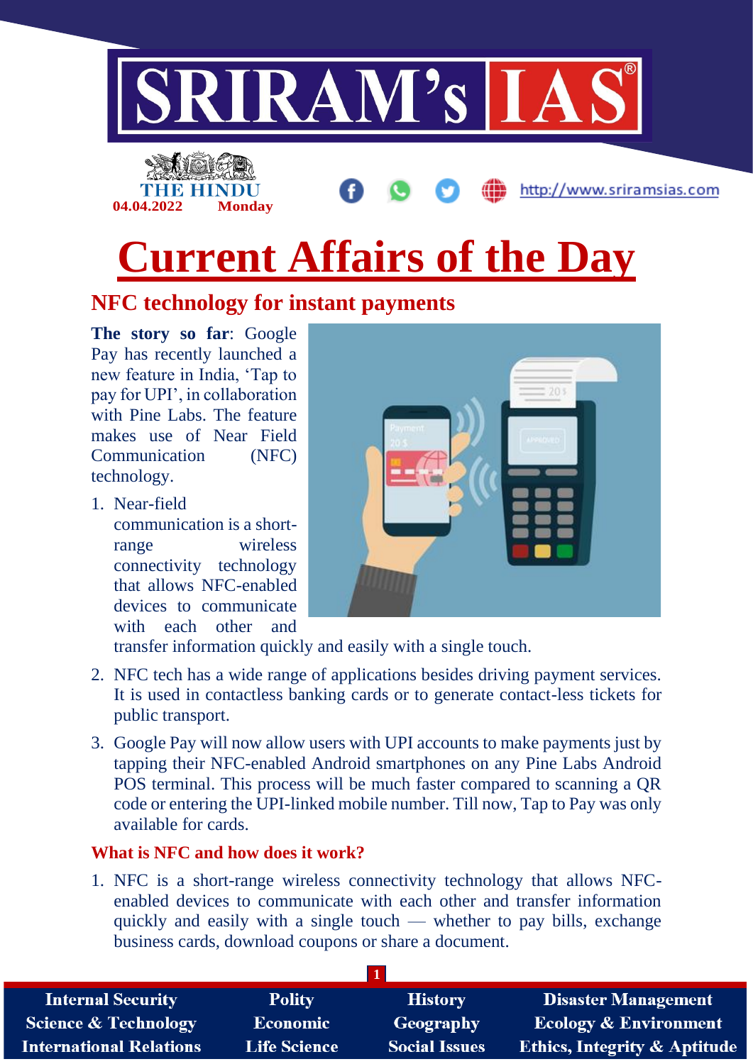# Current Affairs of the Day

THE HINDU
04.04.2022 Monday

## NFC technology for instant payments

**The story so far**: Google Pay has recently launched a new feature in India, 'Tap to pay for UPI', in collaboration with Pine Labs. The feature makes use of Near Field Communication (NFC) technology.

1. Near-field communication is a short-range wireless connectivity technology that allows NFC-enabled devices to communicate with each other and transfer information quickly and easily with a single touch.
2. NFC tech has a wide range of applications besides driving payment services. It is used in contactless banking cards or to generate contact-less tickets for public transport.
3. Google Pay will now allow users with UPI accounts to make payments just by tapping their NFC-enabled Android smartphones on any Pine Labs Android POS terminal. This process will be much faster compared to scanning a QR code or entering the UPI-linked mobile number. Till now, Tap to Pay was only available for cards.

### What is NFC and how does it work?

1. NFC is a short-range wireless connectivity technology that allows NFC-enabled devices to communicate with each other and transfer information quickly and easily with a single touch — whether to pay bills, exchange business cards, download coupons or share a document.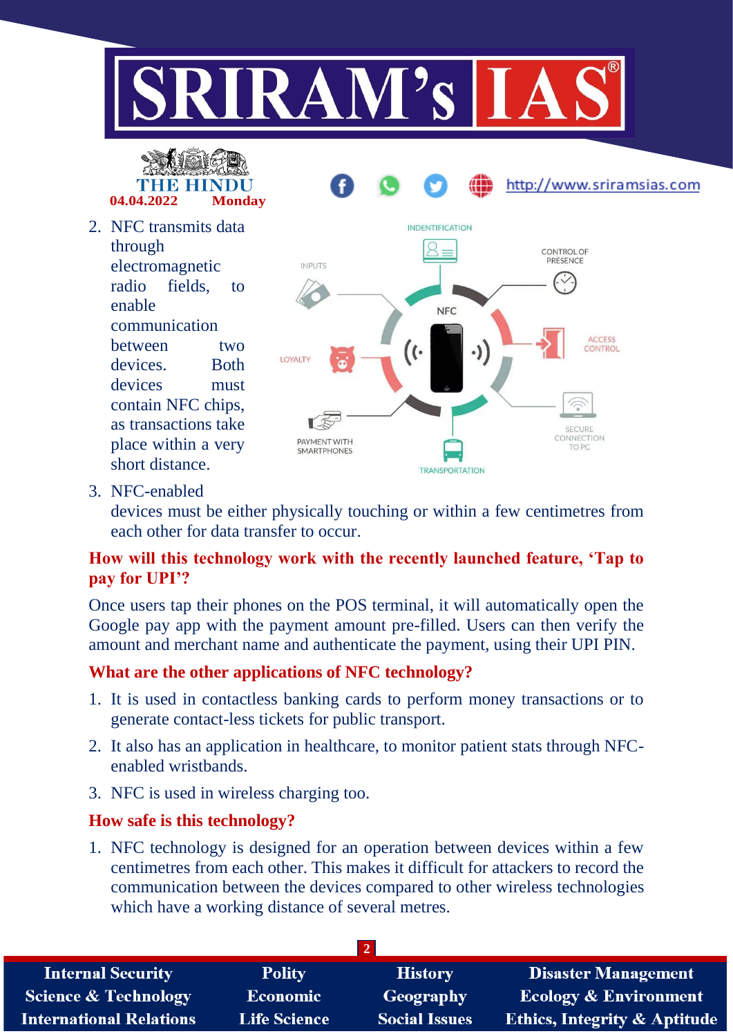2. NFC transmits data through electromagnetic radio fields, to enable communication between two devices. Both devices must contain NFC chips, as transactions take place within a very short distance.
3. NFC-enabled devices must be either physically touching or within a few centimetres from each other for data transfer to occur.

**How will this technology work with the recently launched feature, 'Tap to pay for UPI'?**

Once users tap their phones on the POS terminal, it will automatically open the Google pay app with the payment amount pre-filled. Users can then verify the amount and merchant name and authenticate the payment, using their UPI PIN.

**What are the other applications of NFC technology?**

1. It is used in contactless banking cards to perform money transactions or to generate contact-less tickets for public transport.
2. It also has an application in healthcare, to monitor patient stats through NFC-enabled wristbands.
3. NFC is used in wireless charging too.

**How safe is this technology?**

1. NFC technology is designed for an operation between devices within a few centimetres from each other. This makes it difficult for attackers to record the communication between the devices compared to other wireless technologies which have a working distance of several metres.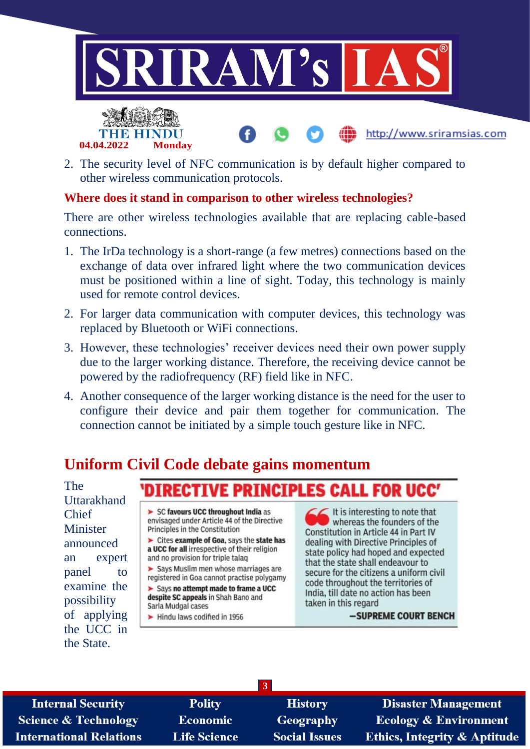2. The security level of NFC communication is by default higher compared to other wireless communication protocols.

**Where does it stand in comparison to other wireless technologies?**

There are other wireless technologies available that are replacing cable-based connections.

1. The IrDa technology is a short-range (a few metres) connections based on the exchange of data over infrared light where the two communication devices must be positioned within a line of sight. Today, this technology is mainly used for remote control devices.
2. For larger data communication with computer devices, this technology was replaced by Bluetooth or WiFi connections.
3. However, these technologies' receiver devices need their own power supply due to the larger working distance. Therefore, the receiving device cannot be powered by the radiofrequency (RF) field like in NFC.
4. Another consequence of the larger working distance is the need for the user to configure their device and pair them together for communication. The connection cannot be initiated by a simple touch gesture like in NFC.

## Uniform Civil Code debate gains momentum

The Uttarakhand Chief Minister announced an expert panel to examine the possibility of applying the UCC in the State.

**'DIRECTIVE PRINCIPLES CALL FOR UCC'**

- SC **favours UCC throughout India** as envisaged under Article 44 of the Directive Principles in the Constitution
- Cites **example of Goa,** says the **state has a UCC for all** irrespective of their religion and no provision for triple talaq
- Says Muslim men whose marriages are registered in Goa cannot practise polygamy
- Says **no attempt made to frame a UCC despite SC appeals** in Shah Bano and Sarla Mudgal cases
- Hindu laws codified in 1956

"It is interesting to note that whereas the founders of the Constitution in Article 44 in Part IV dealing with Directive Principles of state policy had hoped and expected that the state shall endeavour to secure for the citizens a uniform civil code throughout the territories of India, till date no action has been taken in this regard"

**—SUPREME COURT BENCH**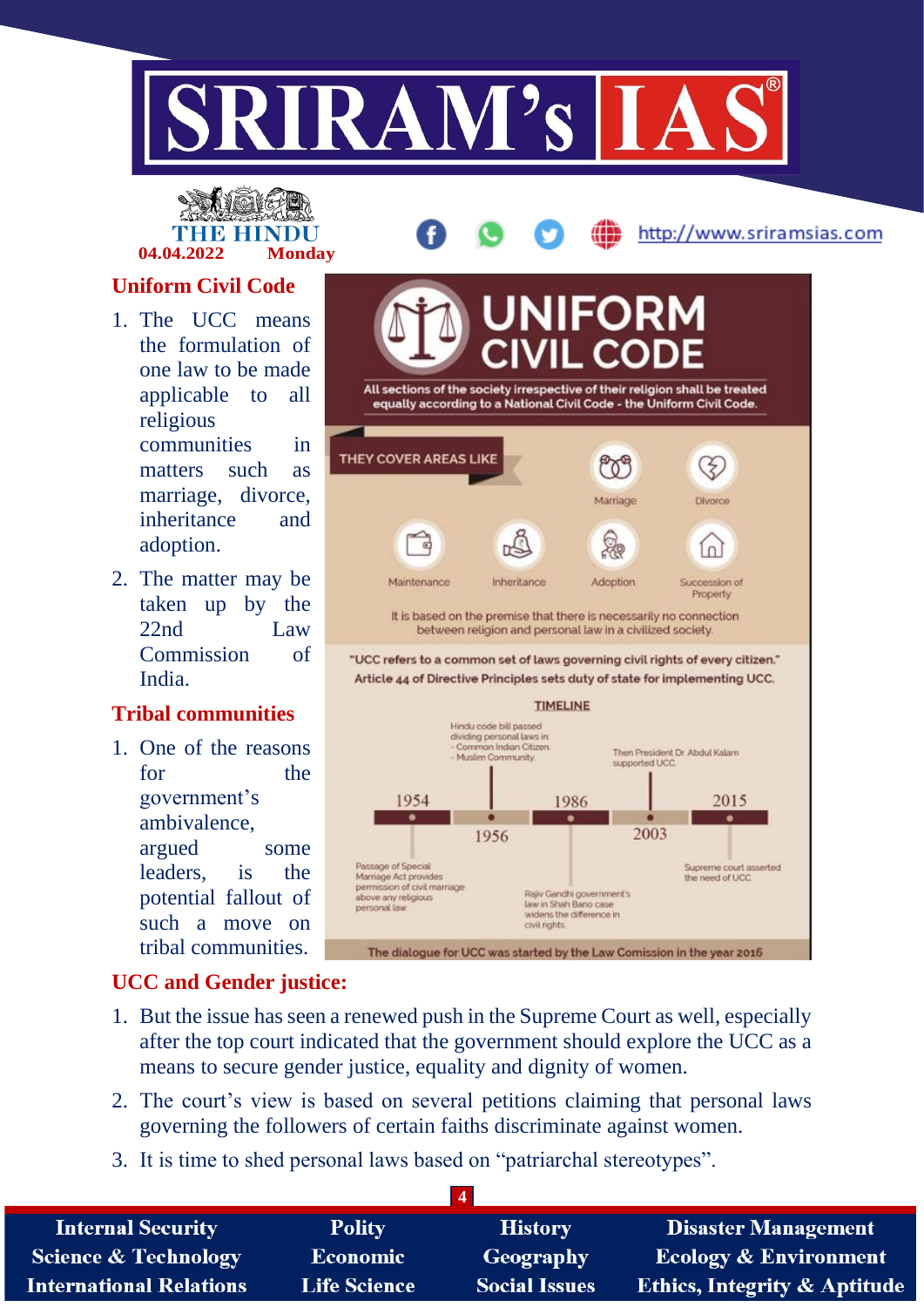## Uniform Civil Code

1. The UCC means the formulation of one law to be made applicable to all religious communities in matters such as marriage, divorce, inheritance and adoption.
2. The matter may be taken up by the 22nd Law Commission of India.

## Tribal communities

1. One of the reasons for the government's ambivalence, argued some leaders, is the potential fallout of such a move on tribal communities.

# UNIFORM CIVIL CODE

All sections of the society irrespective of their religion shall be treated equally according to a National Civil Code - the Uniform Civil Code.

THEY COVER AREAS LIKE

- Marriage
- Divorce
- Maintenance
- Inheritance
- Adoption
- Succession of Property

It is based on the premise that there is necessarily no connection between religion and personal law in a civilized society.

"UCC refers to a common set of laws governing civil rights of every citizen."

Article 44 of Directive Principles sets duty of state for implementing UCC.

**TIMELINE**

- 1954 – Passage of Special Marriage Act provides permission of civil marriage above any religious personal law
- 1956 – Hindu code bill passed dividing personal laws in: - Common Indian Citizen. - Muslim Community
- 1986 – Rajiv Gandhi government's law in Shah Bano case widens the difference in civil rights
- 2003 – Then President Dr Abdul Kalam supported UCC
- 2015 – Supreme court asserted the need of UCC

The dialogue for UCC was started by the Law Comission in the year 2016

## UCC and Gender justice:

1. But the issue has seen a renewed push in the Supreme Court as well, especially after the top court indicated that the government should explore the UCC as a means to secure gender justice, equality and dignity of women.
2. The court's view is based on several petitions claiming that personal laws governing the followers of certain faiths discriminate against women.
3. It is time to shed personal laws based on "patriarchal stereotypes".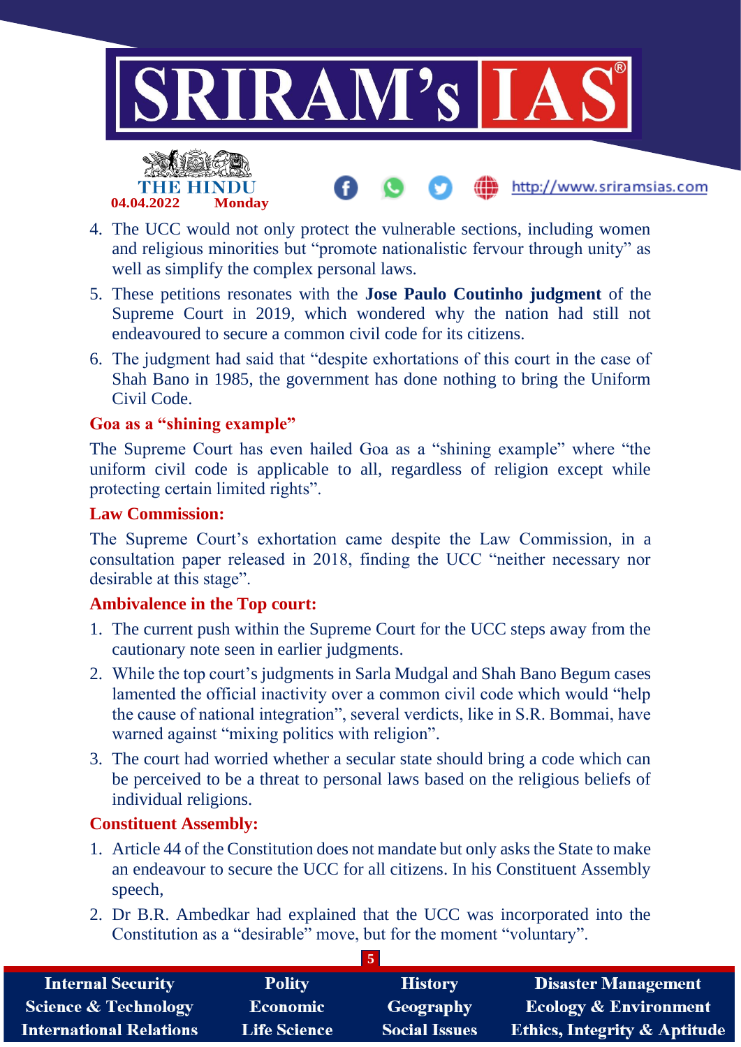4. The UCC would not only protect the vulnerable sections, including women and religious minorities but "promote nationalistic fervour through unity" as well as simplify the complex personal laws.
5. These petitions resonates with the **Jose Paulo Coutinho judgment** of the Supreme Court in 2019, which wondered why the nation had still not endeavoured to secure a common civil code for its citizens.
6. The judgment had said that "despite exhortations of this court in the case of Shah Bano in 1985, the government has done nothing to bring the Uniform Civil Code.

### Goa as a "shining example"

The Supreme Court has even hailed Goa as a "shining example" where "the uniform civil code is applicable to all, regardless of religion except while protecting certain limited rights".

### Law Commission:

The Supreme Court's exhortation came despite the Law Commission, in a consultation paper released in 2018, finding the UCC "neither necessary nor desirable at this stage".

### Ambivalence in the Top court:

1. The current push within the Supreme Court for the UCC steps away from the cautionary note seen in earlier judgments.
2. While the top court's judgments in Sarla Mudgal and Shah Bano Begum cases lamented the official inactivity over a common civil code which would "help the cause of national integration", several verdicts, like in S.R. Bommai, have warned against "mixing politics with religion".
3. The court had worried whether a secular state should bring a code which can be perceived to be a threat to personal laws based on the religious beliefs of individual religions.

### Constituent Assembly:

1. Article 44 of the Constitution does not mandate but only asks the State to make an endeavour to secure the UCC for all citizens. In his Constituent Assembly speech,
2. Dr B.R. Ambedkar had explained that the UCC was incorporated into the Constitution as a "desirable" move, but for the moment "voluntary".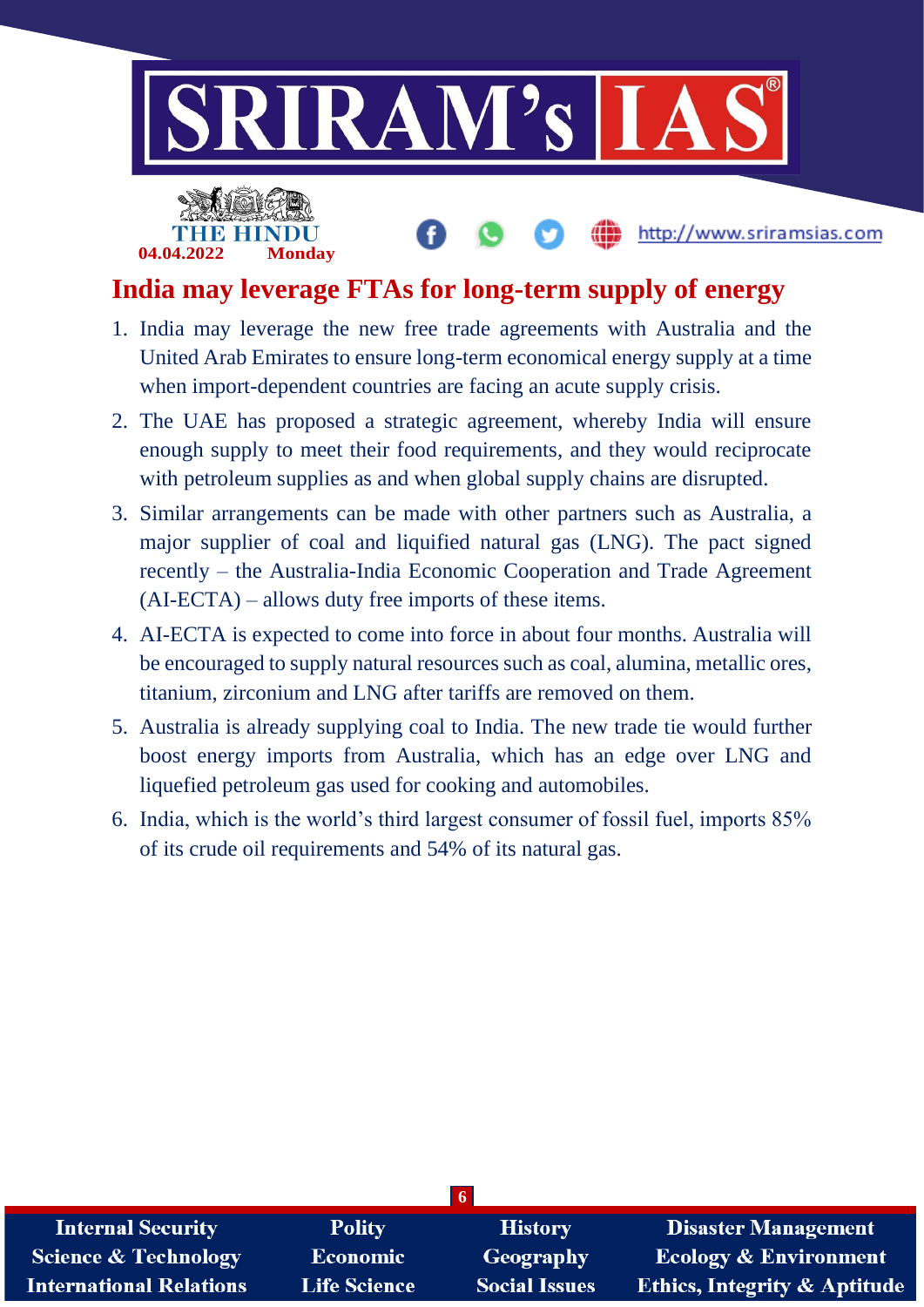# India may leverage FTAs for long-term supply of energy

1. India may leverage the new free trade agreements with Australia and the United Arab Emirates to ensure long-term economical energy supply at a time when import-dependent countries are facing an acute supply crisis.
2. The UAE has proposed a strategic agreement, whereby India will ensure enough supply to meet their food requirements, and they would reciprocate with petroleum supplies as and when global supply chains are disrupted.
3. Similar arrangements can be made with other partners such as Australia, a major supplier of coal and liquified natural gas (LNG). The pact signed recently – the Australia-India Economic Cooperation and Trade Agreement (AI-ECTA) – allows duty free imports of these items.
4. AI-ECTA is expected to come into force in about four months. Australia will be encouraged to supply natural resources such as coal, alumina, metallic ores, titanium, zirconium and LNG after tariffs are removed on them.
5. Australia is already supplying coal to India. The new trade tie would further boost energy imports from Australia, which has an edge over LNG and liquefied petroleum gas used for cooking and automobiles.
6. India, which is the world's third largest consumer of fossil fuel, imports 85% of its crude oil requirements and 54% of its natural gas.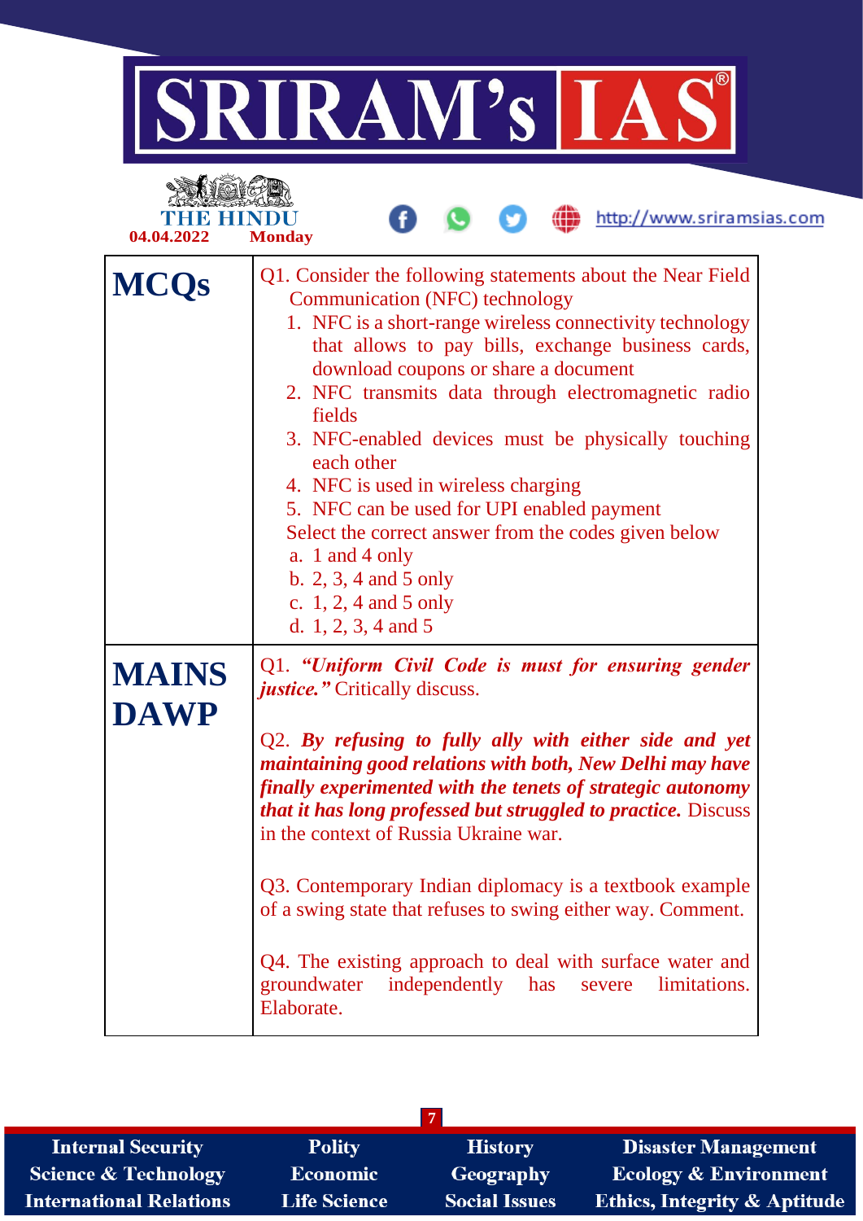04.04.2022 Monday

## MCQs

Q1. Consider the following statements about the Near Field Communication (NFC) technology

1. NFC is a short-range wireless connectivity technology that allows to pay bills, exchange business cards, download coupons or share a document
2. NFC transmits data through electromagnetic radio fields
3. NFC-enabled devices must be physically touching each other
4. NFC is used in wireless charging
5. NFC can be used for UPI enabled payment

Select the correct answer from the codes given below

a. 1 and 4 only
b. 2, 3, 4 and 5 only
c. 1, 2, 4 and 5 only
d. 1, 2, 3, 4 and 5

## MAINS DAWP

Q1. ***"Uniform Civil Code is must for ensuring gender justice."*** Critically discuss.

Q2. ***By refusing to fully ally with either side and yet maintaining good relations with both, New Delhi may have finally experimented with the tenets of strategic autonomy that it has long professed but struggled to practice.*** Discuss in the context of Russia Ukraine war.

Q3. Contemporary Indian diplomacy is a textbook example of a swing state that refuses to swing either way. Comment.

Q4. The existing approach to deal with surface water and groundwater independently has severe limitations. Elaborate.